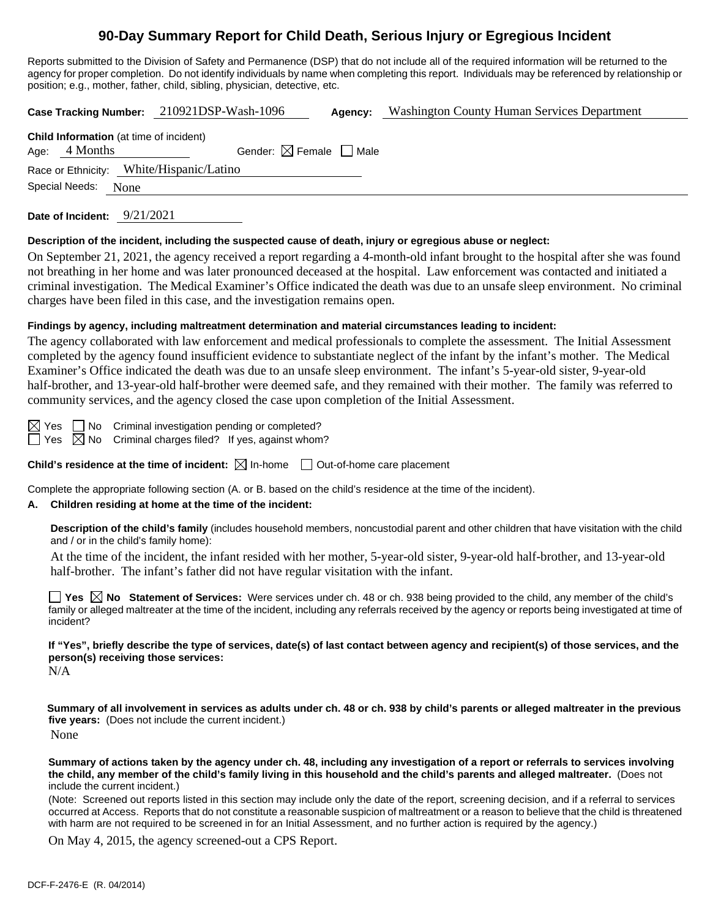# 90-Day Summary Report for Child Death, Serious Injury or Egregious Incident

Reports submitted to the Division of Safety and Permanence (DSP) that do not include all of the required information will be returned to the agency for proper completion. Do not identify individuals by name when completing this report. Individuals may be referenced by relationship or position; e.g., mother, father, child, sibling, physician, detective, etc.

**Case Tracking Number:** 210921DSP-Wash-1096 **Agency:** Washington County Human Services Department

**Child Information** (at time of incident)

Age: 4 Months Gender: ☒ Female ☐ Male

Race or Ethnicity: White/Hispanic/Latino

Special Needs: None

**Date of Incident:** 9/21/2021

**Description of the incident, including the suspected cause of death, injury or egregious abuse or neglect:**

On September 21, 2021, the agency received a report regarding a 4-month-old infant brought to the hospital after she was found not breathing in her home and was later pronounced deceased at the hospital. Law enforcement was contacted and initiated a criminal investigation. The Medical Examiner's Office indicated the death was due to an unsafe sleep environment. No criminal charges have been filed in this case, and the investigation remains open.

**Findings by agency, including maltreatment determination and material circumstances leading to incident:**

The agency collaborated with law enforcement and medical professionals to complete the assessment. The Initial Assessment completed by the agency found insufficient evidence to substantiate neglect of the infant by the infant's mother. The Medical Examiner's Office indicated the death was due to an unsafe sleep environment. The infant's 5-year-old sister, 9-year-old half-brother, and 13-year-old half-brother were deemed safe, and they remained with their mother. The family was referred to community services, and the agency closed the case upon completion of the Initial Assessment.

☒ Yes ☐ No Criminal investigation pending or completed?

☐ Yes ☒ No Criminal charges filed? If yes, against whom?

**Child's residence at the time of incident:** ☒ In-home ☐ Out-of-home care placement

Complete the appropriate following section (A. or B. based on the child's residence at the time of the incident).

**A. Children residing at home at the time of the incident:**

**Description of the child's family** (includes household members, noncustodial parent and other children that have visitation with the child and / or in the child's family home):

At the time of the incident, the infant resided with her mother, 5-year-old sister, 9-year-old half-brother, and 13-year-old half-brother. The infant's father did not have regular visitation with the infant.

☐ **Yes** ☒ **No Statement of Services:** Were services under ch. 48 or ch. 938 being provided to the child, any member of the child's family or alleged maltreater at the time of the incident, including any referrals received by the agency or reports being investigated at time of incident?

**If "Yes", briefly describe the type of services, date(s) of last contact between agency and recipient(s) of those services, and the person(s) receiving those services:**

N/A

**Summary of all involvement in services as adults under ch. 48 or ch. 938 by child's parents or alleged maltreater in the previous five years:** (Does not include the current incident.)

None

**Summary of actions taken by the agency under ch. 48, including any investigation of a report or referrals to services involving the child, any member of the child's family living in this household and the child's parents and alleged maltreater.** (Does not include the current incident.)

(Note: Screened out reports listed in this section may include only the date of the report, screening decision, and if a referral to services occurred at Access. Reports that do not constitute a reasonable suspicion of maltreatment or a reason to believe that the child is threatened with harm are not required to be screened in for an Initial Assessment, and no further action is required by the agency.)

On May 4, 2015, the agency screened-out a CPS Report.

DCF-F-2476-E (R. 04/2014)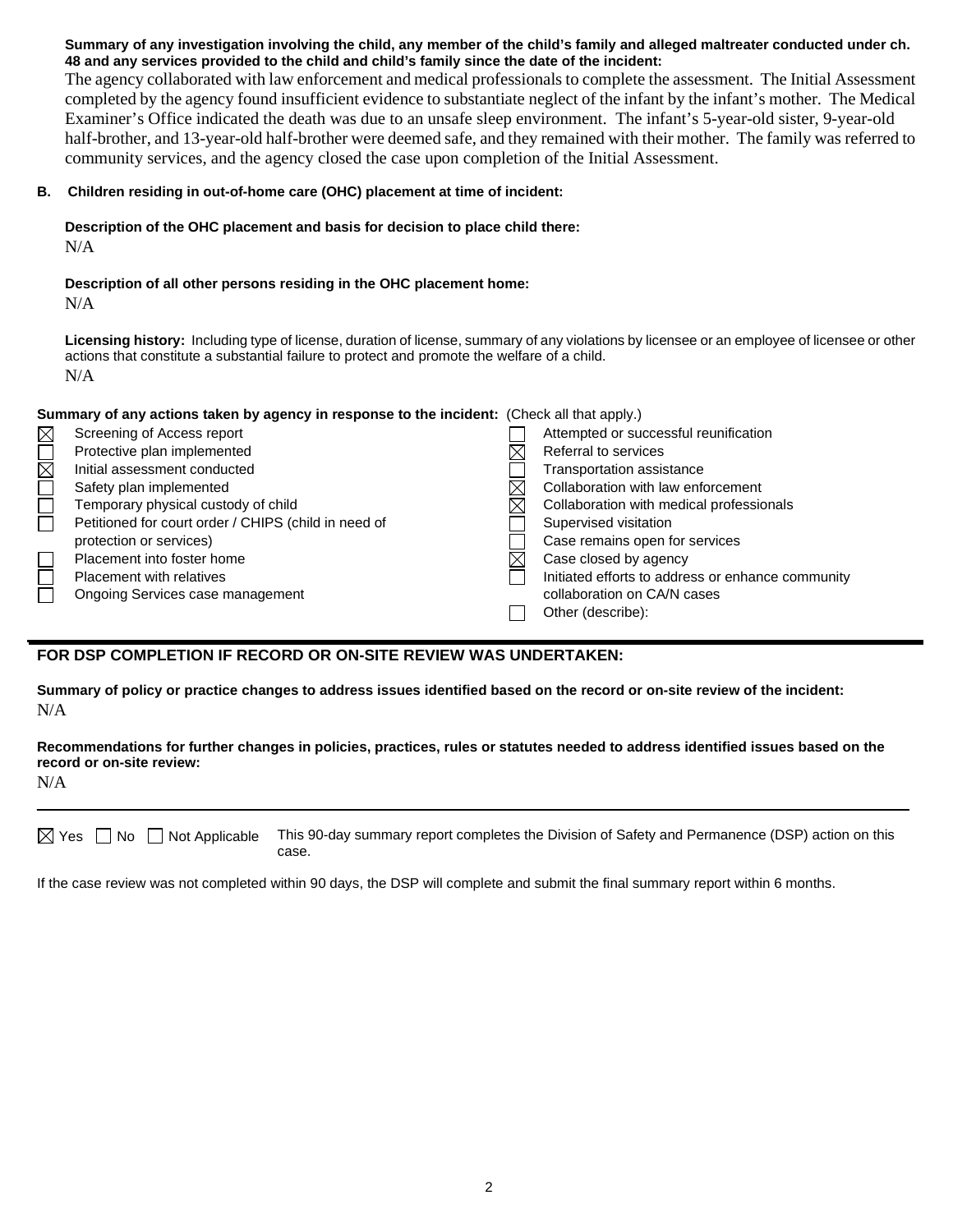**Summary of any investigation involving the child, any member of the child's family and alleged maltreater conducted under ch. 48 and any services provided to the child and child's family since the date of the incident:**

The agency collaborated with law enforcement and medical professionals to complete the assessment. The Initial Assessment completed by the agency found insufficient evidence to substantiate neglect of the infant by the infant's mother. The Medical Examiner's Office indicated the death was due to an unsafe sleep environment. The infant's 5-year-old sister, 9-year-old half-brother, and 13-year-old half-brother were deemed safe, and they remained with their mother. The family was referred to community services, and the agency closed the case upon completion of the Initial Assessment.

**B. Children residing in out-of-home care (OHC) placement at time of incident:**

**Description of the OHC placement and basis for decision to place child there:**

N/A

**Description of all other persons residing in the OHC placement home:**

N/A

**Licensing history:** Including type of license, duration of license, summary of any violations by licensee or an employee of licensee or other actions that constitute a substantial failure to protect and promote the welfare of a child.

N/A

**Summary of any actions taken by agency in response to the incident:** (Check all that apply.)

- ☒ Screening of Access report
- ☐ Protective plan implemented
- ☒ Initial assessment conducted
- ☐ Safety plan implemented
- ☐ Temporary physical custody of child
- ☐ Petitioned for court order / CHIPS (child in need of protection or services)
- ☐ Placement into foster home
- ☐ Placement with relatives
- ☐ Ongoing Services case management
- ☐ Attempted or successful reunification
- ☒ Referral to services
- ☐ Transportation assistance
- ☒ Collaboration with law enforcement
- ☒ Collaboration with medical professionals
- ☐ Supervised visitation
- ☐ Case remains open for services
- ☒ Case closed by agency
- ☐ Initiated efforts to address or enhance community collaboration on CA/N cases
- ☐ Other (describe):

## FOR DSP COMPLETION IF RECORD OR ON-SITE REVIEW WAS UNDERTAKEN:

**Summary of policy or practice changes to address issues identified based on the record or on-site review of the incident:**

N/A

**Recommendations for further changes in policies, practices, rules or statutes needed to address identified issues based on the record or on-site review:**

N/A

☒ Yes ☐ No ☐ Not Applicable This 90-day summary report completes the Division of Safety and Permanence (DSP) action on this case.

If the case review was not completed within 90 days, the DSP will complete and submit the final summary report within 6 months.